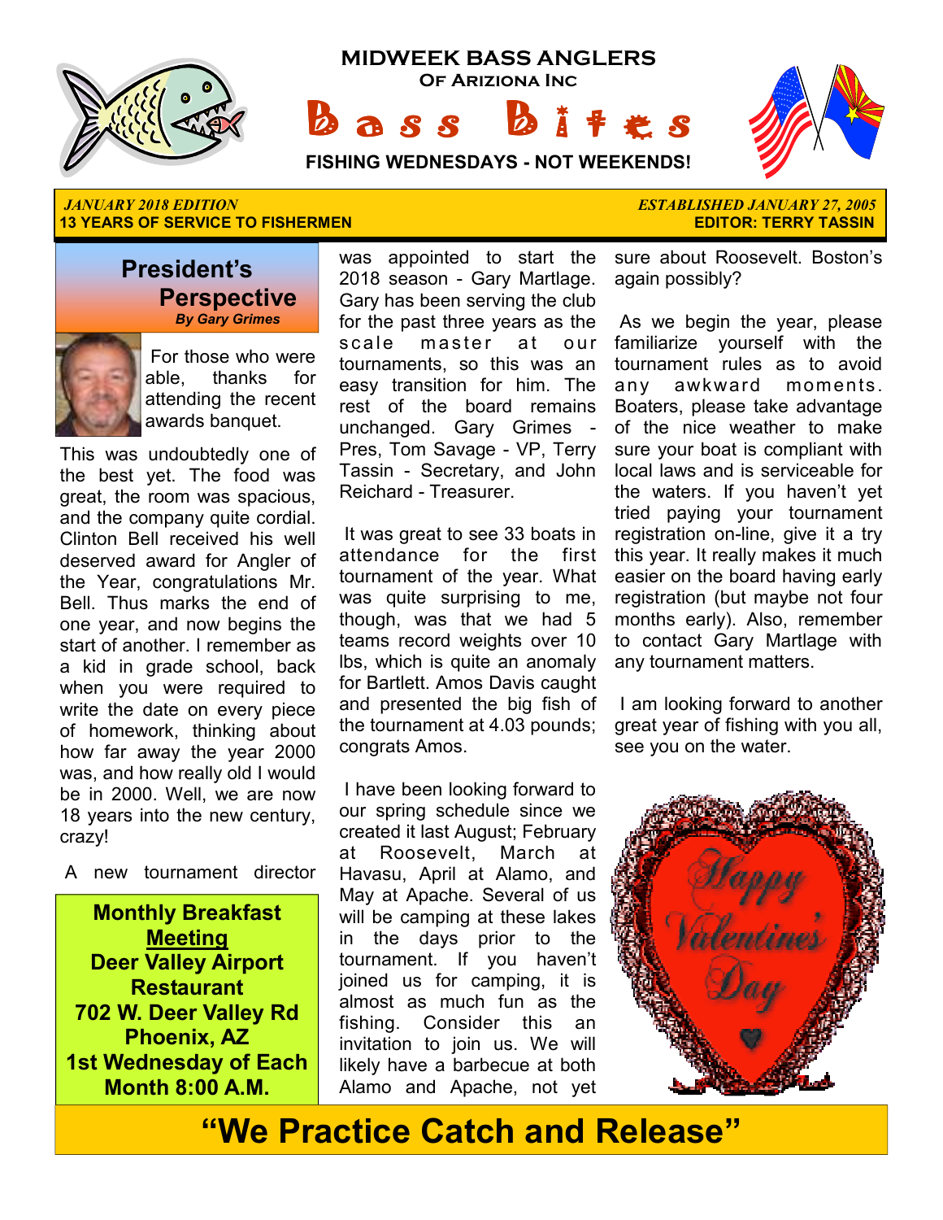# MIDWEEK BASS ANGLERS

**OF ARIZIONA INC**

# Bass Bites

**FISHING WEDNESDAYS - NOT WEEKENDS!**

*JANUARY 2018 EDITION*
**13 YEARS OF SERVICE TO FISHERMEN**

*ESTABLISHED JANUARY 27, 2005*
**EDITOR: TERRY TASSIN**

## President's Perspective

***By Gary Grimes***

For those who were able, thanks for attending the recent awards banquet.

This was undoubtedly one of the best yet. The food was great, the room was spacious, and the company quite cordial. Clinton Bell received his well deserved award for Angler of the Year, congratulations Mr. Bell. Thus marks the end of one year, and now begins the start of another. I remember as a kid in grade school, back when you were required to write the date on every piece of homework, thinking about how far away the year 2000 was, and how really old I would be in 2000. Well, we are now 18 years into the new century, crazy!

A new tournament director was appointed to start the 2018 season - Gary Martlage. Gary has been serving the club for the past three years as the scale master at our tournaments, so this was an easy transition for him. The rest of the board remains unchanged. Gary Grimes - Pres, Tom Savage - VP, Terry Tassin - Secretary, and John Reichard - Treasurer.

It was great to see 33 boats in attendance for the first tournament of the year. What was quite surprising to me, though, was that we had 5 teams record weights over 10 lbs, which is quite an anomaly for Bartlett. Amos Davis caught and presented the big fish of the tournament at 4.03 pounds; congrats Amos.

I have been looking forward to our spring schedule since we created it last August; February at Roosevelt, March at Havasu, April at Alamo, and May at Apache. Several of us will be camping at these lakes in the days prior to the tournament. If you haven't joined us for camping, it is almost as much fun as the fishing. Consider this an invitation to join us. We will likely have a barbecue at both Alamo and Apache, not yet sure about Roosevelt. Boston's again possibly?

As we begin the year, please familiarize yourself with the tournament rules as to avoid any awkward moments. Boaters, please take advantage of the nice weather to make sure your boat is compliant with local laws and is serviceable for the waters. If you haven't yet tried paying your tournament registration on-line, give it a try this year. It really makes it much easier on the board having early registration (but maybe not four months early). Also, remember to contact Gary Martlage with any tournament matters.

I am looking forward to another great year of fishing with you all, see you on the water.

**Monthly Breakfast Meeting**
**Deer Valley Airport Restaurant**
**702 W. Deer Valley Rd**
**Phoenix, AZ**
**1st Wednesday of Each Month 8:00 A.M.**

Happy Valentine's Day

## "We Practice Catch and Release"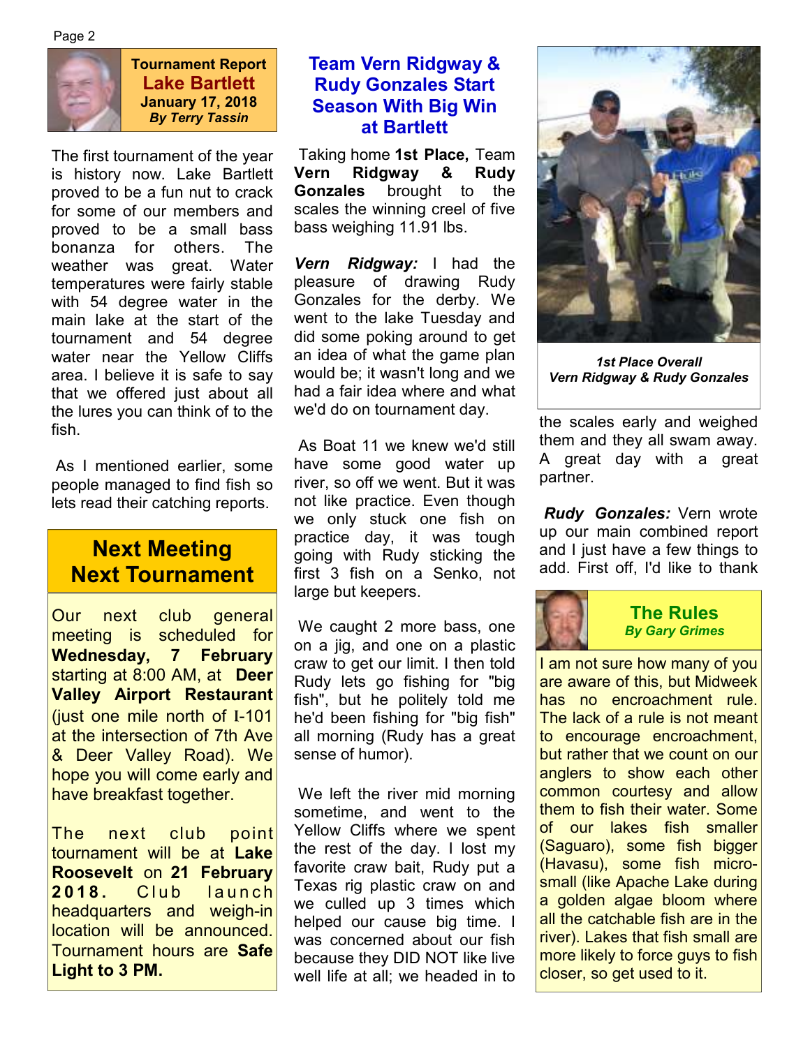## Tournament Report
## Lake Bartlett
**January 17, 2018**
***By Terry Tassin***

The first tournament of the year is history now. Lake Bartlett proved to be a fun nut to crack for some of our members and proved to be a small bass bonanza for others. The weather was great. Water temperatures were fairly stable with 54 degree water in the main lake at the start of the tournament and 54 degree water near the Yellow Cliffs area. I believe it is safe to say that we offered just about all the lures you can think of to the fish.

As I mentioned earlier, some people managed to find fish so lets read their catching reports.

## Next Meeting Next Tournament

Our next club general meeting is scheduled for **Wednesday, 7 February** starting at 8:00 AM, at **Deer Valley Airport Restaurant** (just one mile north of I-101 at the intersection of 7th Ave & Deer Valley Road). We hope you will come early and have breakfast together.

The next club point tournament will be at **Lake Roosevelt** on **21 February 2018.** Club launch headquarters and weigh-in location will be announced. Tournament hours are **Safe Light to 3 PM.**

## Team Vern Ridgway & Rudy Gonzales Start Season With Big Win at Bartlett

Taking home **1st Place,** Team **Vern Ridgway & Rudy Gonzales** brought to the scales the winning creel of five bass weighing 11.91 lbs.

***Vern Ridgway:*** I had the pleasure of drawing Rudy Gonzales for the derby. We went to the lake Tuesday and did some poking around to get an idea of what the game plan would be; it wasn't long and we had a fair idea where and what we'd do on tournament day.

As Boat 11 we knew we'd still have some good water up river, so off we went. But it was not like practice. Even though we only stuck one fish on practice day, it was tough going with Rudy sticking the first 3 fish on a Senko, not large but keepers.

We caught 2 more bass, one on a jig, and one on a plastic craw to get our limit. I then told Rudy lets go fishing for "big fish", but he politely told me he'd been fishing for "big fish" all morning (Rudy has a great sense of humor).

We left the river mid morning sometime, and went to the Yellow Cliffs where we spent the rest of the day. I lost my favorite craw bait, Rudy put a Texas rig plastic craw on and we culled up 3 times which helped our cause big time. I was concerned about our fish because they DID NOT like live well life at all; we headed in to the scales early and weighed them and they all swam away. A great day with a great partner.

*1st Place Overall*
*Vern Ridgway & Rudy Gonzales*

***Rudy Gonzales:*** Vern wrote up our main combined report and I just have a few things to add. First off, I'd like to thank

## The Rules
***By Gary Grimes***

I am not sure how many of you are aware of this, but Midweek has no encroachment rule. The lack of a rule is not meant to encourage encroachment, but rather that we count on our anglers to show each other common courtesy and allow them to fish their water. Some of our lakes fish smaller (Saguaro), some fish bigger (Havasu), some fish micro-small (like Apache Lake during a golden algae bloom where all the catchable fish are in the river). Lakes that fish small are more likely to force guys to fish closer, so get used to it.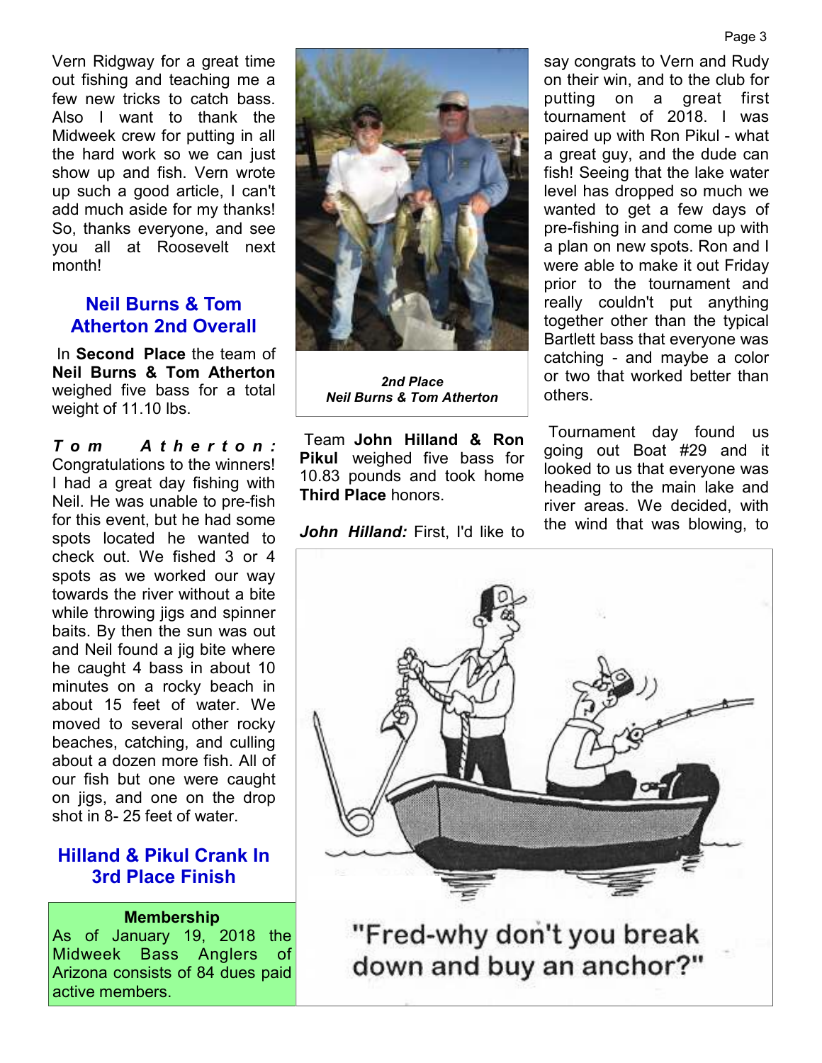Vern Ridgway for a great time out fishing and teaching me a few new tricks to catch bass. Also I want to thank the Midweek crew for putting in all the hard work so we can just show up and fish. Vern wrote up such a good article, I can't add much aside for my thanks! So, thanks everyone, and see you all at Roosevelt next month!

## Neil Burns & Tom Atherton 2nd Overall

In **Second Place** the team of **Neil Burns & Tom Atherton** weighed five bass for a total weight of 11.10 lbs.

***Tom Atherton:*** Congratulations to the winners! I had a great day fishing with Neil. He was unable to pre-fish for this event, but he had some spots located he wanted to check out. We fished 3 or 4 spots as we worked our way towards the river without a bite while throwing jigs and spinner baits. By then the sun was out and Neil found a jig bite where he caught 4 bass in about 10 minutes on a rocky beach in about 15 feet of water. We moved to several other rocky beaches, catching, and culling about a dozen more fish. All of our fish but one were caught on jigs, and one on the drop shot in 8- 25 feet of water.

***2nd Place***
***Neil Burns & Tom Atherton***

## Hilland & Pikul Crank In 3rd Place Finish

Team **John Hilland & Ron Pikul** weighed five bass for 10.83 pounds and took home **Third Place** honors.

***John Hilland:*** First, I'd like to say congrats to Vern and Rudy on their win, and to the club for putting on a great first tournament of 2018. I was paired up with Ron Pikul - what a great guy, and the dude can fish! Seeing that the lake water level has dropped so much we wanted to get a few days of pre-fishing in and come up with a plan on new spots. Ron and I were able to make it out Friday prior to the tournament and really couldn't put anything together other than the typical Bartlett bass that everyone was catching - and maybe a color or two that worked better than others.

Tournament day found us going out Boat #29 and it looked to us that everyone was heading to the main lake and river areas. We decided, with the wind that was blowing, to

**Membership**
As of January 19, 2018 the Midweek Bass Anglers of Arizona consists of 84 dues paid active members.

"Fred-why don't you break down and buy an anchor?"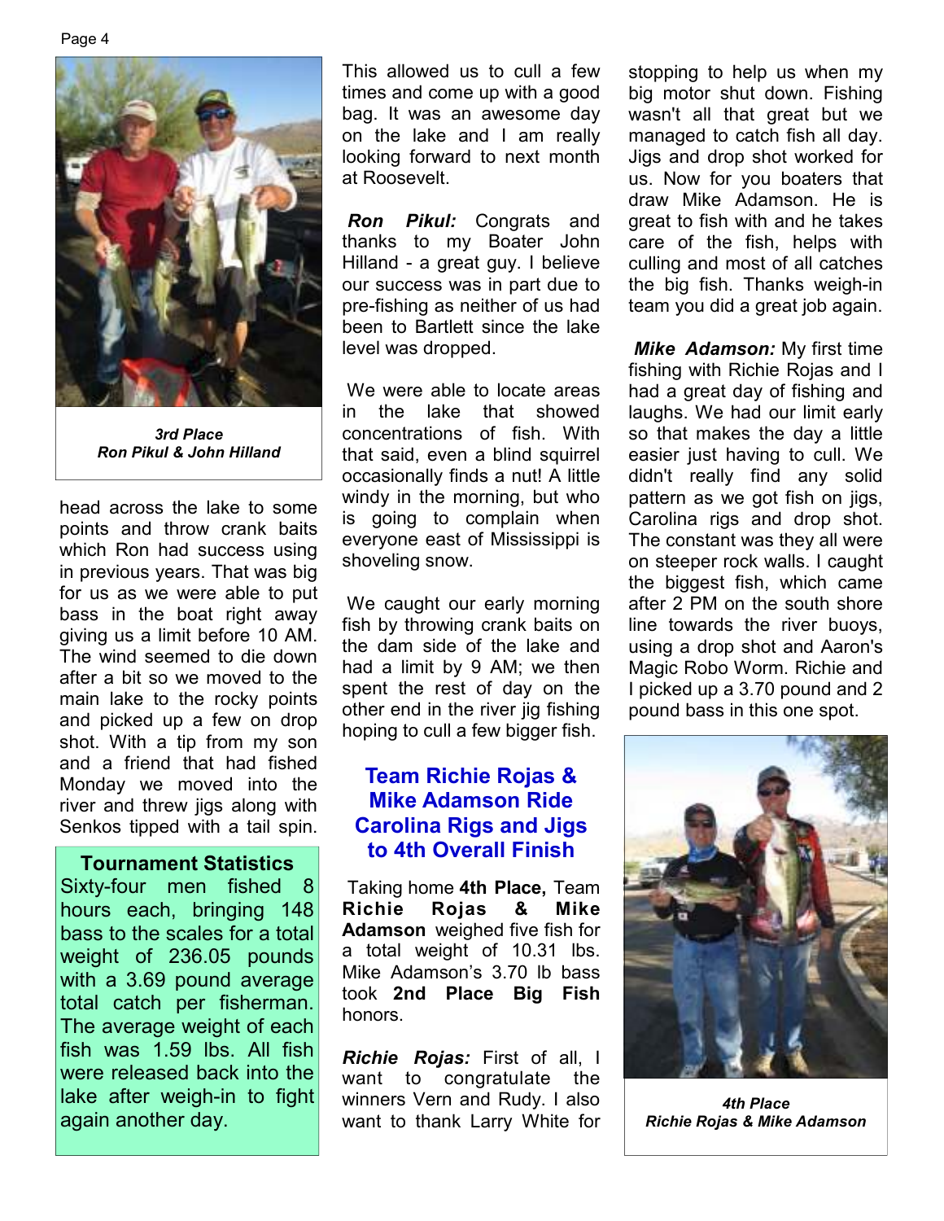*3rd Place*
*Ron Pikul & John Hilland*

head across the lake to some points and throw crank baits which Ron had success using in previous years. That was big for us as we were able to put bass in the boat right away giving us a limit before 10 AM. The wind seemed to die down after a bit so we moved to the main lake to the rocky points and picked up a few on drop shot. With a tip from my son and a friend that had fished Monday we moved into the river and threw jigs along with Senkos tipped with a tail spin.

**Tournament Statistics**

Sixty-four men fished 8 hours each, bringing 148 bass to the scales for a total weight of 236.05 pounds with a 3.69 pound average total catch per fisherman. The average weight of each fish was 1.59 lbs. All fish were released back into the lake after weigh-in to fight again another day.

This allowed us to cull a few times and come up with a good bag. It was an awesome day on the lake and I am really looking forward to next month at Roosevelt.

***Ron Pikul:*** Congrats and thanks to my Boater John Hilland - a great guy. I believe our success was in part due to pre-fishing as neither of us had been to Bartlett since the lake level was dropped.

We were able to locate areas in the lake that showed concentrations of fish. With that said, even a blind squirrel occasionally finds a nut! A little windy in the morning, but who is going to complain when everyone east of Mississippi is shoveling snow.

We caught our early morning fish by throwing crank baits on the dam side of the lake and had a limit by 9 AM; we then spent the rest of day on the other end in the river jig fishing hoping to cull a few bigger fish.

## Team Richie Rojas & Mike Adamson Ride Carolina Rigs and Jigs to 4th Overall Finish

Taking home **4th Place,** Team **Richie Rojas & Mike Adamson** weighed five fish for a total weight of 10.31 lbs. Mike Adamson's 3.70 lb bass took **2nd Place Big Fish** honors.

***Richie Rojas:*** First of all, I want to congratulate the winners Vern and Rudy. I also want to thank Larry White for stopping to help us when my big motor shut down. Fishing wasn't all that great but we managed to catch fish all day. Jigs and drop shot worked for us. Now for you boaters that draw Mike Adamson. He is great to fish with and he takes care of the fish, helps with culling and most of all catches the big fish. Thanks weigh-in team you did a great job again.

***Mike Adamson:*** My first time fishing with Richie Rojas and I had a great day of fishing and laughs. We had our limit early so that makes the day a little easier just having to cull. We didn't really find any solid pattern as we got fish on jigs, Carolina rigs and drop shot. The constant was they all were on steeper rock walls. I caught the biggest fish, which came after 2 PM on the south shore line towards the river buoys, using a drop shot and Aaron's Magic Robo Worm. Richie and I picked up a 3.70 pound and 2 pound bass in this one spot.

*4th Place*
*Richie Rojas & Mike Adamson*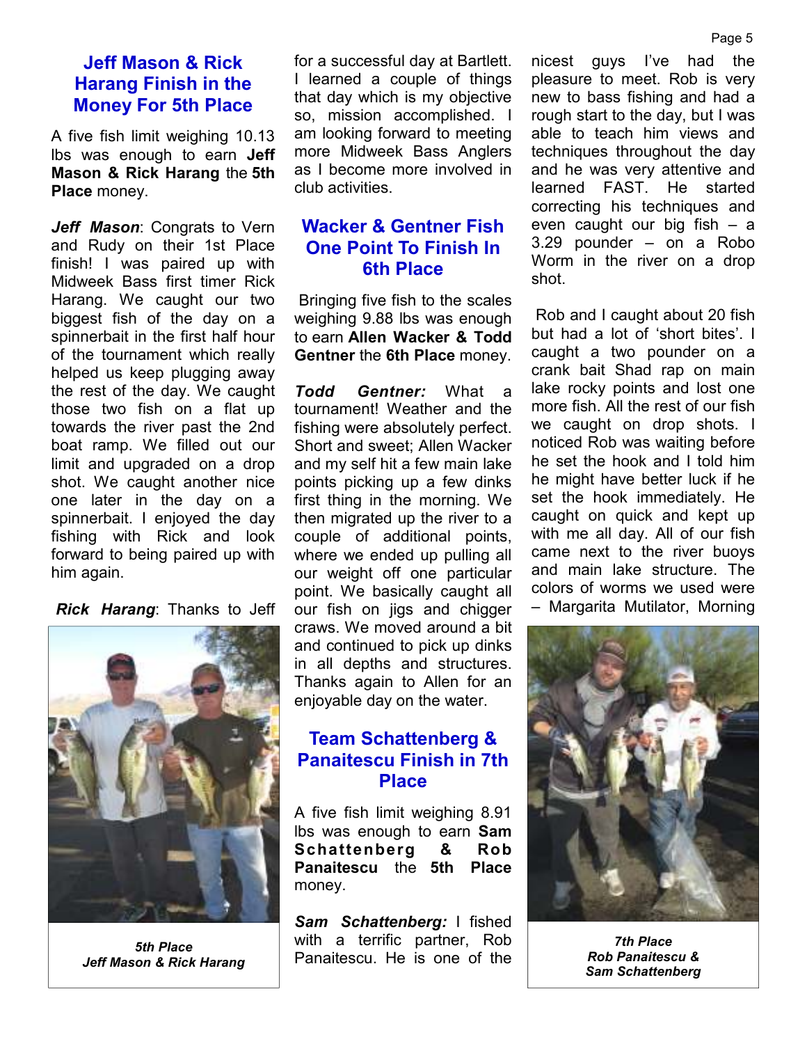## Jeff Mason & Rick Harang Finish in the Money For 5th Place

A five fish limit weighing 10.13 lbs was enough to earn **Jeff Mason & Rick Harang** the **5th Place** money.

***Jeff Mason***: Congrats to Vern and Rudy on their 1st Place finish! I was paired up with Midweek Bass first timer Rick Harang. We caught our two biggest fish of the day on a spinnerbait in the first half hour of the tournament which really helped us keep plugging away the rest of the day. We caught those two fish on a flat up towards the river past the 2nd boat ramp. We filled out our limit and upgraded on a drop shot. We caught another nice one later in the day on a spinnerbait. I enjoyed the day fishing with Rick and look forward to being paired up with him again.

***Rick Harang***: Thanks to Jeff for a successful day at Bartlett. I learned a couple of things that day which is my objective so, mission accomplished. I am looking forward to meeting more Midweek Bass Anglers as I become more involved in club activities.

*5th Place*
*Jeff Mason & Rick Harang*

## Wacker & Gentner Fish One Point To Finish In 6th Place

Bringing five fish to the scales weighing 9.88 lbs was enough to earn **Allen Wacker & Todd Gentner** the **6th Place** money.

***Todd Gentner:*** What a tournament! Weather and the fishing were absolutely perfect. Short and sweet; Allen Wacker and my self hit a few main lake points picking up a few dinks first thing in the morning. We then migrated up the river to a couple of additional points, where we ended up pulling all our weight off one particular point. We basically caught all our fish on jigs and chigger craws. We moved around a bit and continued to pick up dinks in all depths and structures. Thanks again to Allen for an enjoyable day on the water.

## Team Schattenberg & Panaitescu Finish in 7th Place

A five fish limit weighing 8.91 lbs was enough to earn **Sam Schattenberg & Rob Panaitescu** the **5th Place** money.

***Sam Schattenberg:*** I fished with a terrific partner, Rob Panaitescu. He is one of the nicest guys I've had the pleasure to meet. Rob is very new to bass fishing and had a rough start to the day, but I was able to teach him views and techniques throughout the day and he was very attentive and learned FAST. He started correcting his techniques and even caught our big fish – a 3.29 pounder – on a Robo Worm in the river on a drop shot.

Rob and I caught about 20 fish but had a lot of 'short bites'. I caught a two pounder on a crank bait Shad rap on main lake rocky points and lost one more fish. All the rest of our fish we caught on drop shots. I noticed Rob was waiting before he set the hook and I told him he might have better luck if he set the hook immediately. He caught on quick and kept up with me all day. All of our fish came next to the river buoys and main lake structure. The colors of worms we used were – Margarita Mutilator, Morning

*7th Place*
*Rob Panaitescu & Sam Schattenberg*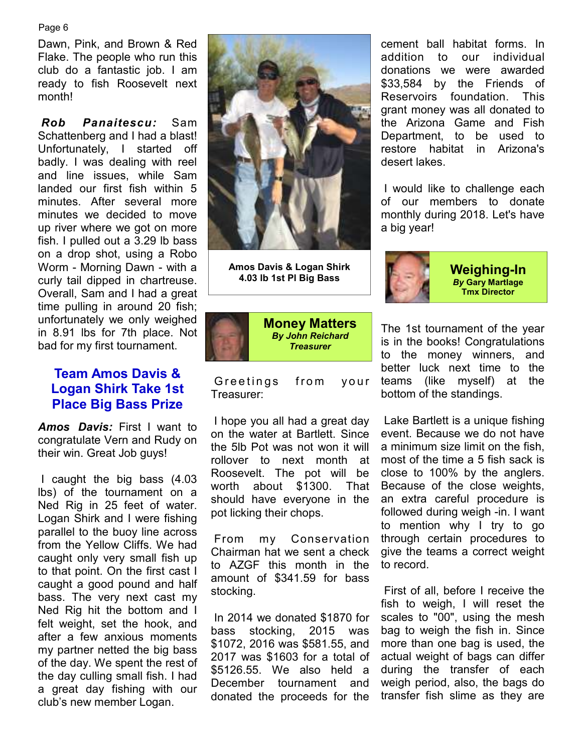Dawn, Pink, and Brown & Red Flake. The people who run this club do a fantastic job. I am ready to fish Roosevelt next month!

***Rob Panaitescu:*** Sam Schattenberg and I had a blast! Unfortunately, I started off badly. I was dealing with reel and line issues, while Sam landed our first fish within 5 minutes. After several more minutes we decided to move up river where we got on more fish. I pulled out a 3.29 lb bass on a drop shot, using a Robo Worm - Morning Dawn - with a curly tail dipped in chartreuse. Overall, Sam and I had a great time pulling in around 20 fish; unfortunately we only weighed in 8.91 lbs for 7th place. Not bad for my first tournament.

## Team Amos Davis & Logan Shirk Take 1st Place Big Bass Prize

***Amos Davis:*** First I want to congratulate Vern and Rudy on their win. Great Job guys!

I caught the big bass (4.03 lbs) of the tournament on a Ned Rig in 25 feet of water. Logan Shirk and I were fishing parallel to the buoy line across from the Yellow Cliffs. We had caught only very small fish up to that point. On the first cast I caught a good pound and half bass. The very next cast my Ned Rig hit the bottom and I felt weight, set the hook, and after a few anxious moments my partner netted the big bass of the day. We spent the rest of the day culling small fish. I had a great day fishing with our club's new member Logan.

**Amos Davis & Logan Shirk**
**4.03 lb 1st Pl Big Bass**

## Money Matters

***By John Reichard***
***Treasurer***

Greetings from your Treasurer:

I hope you all had a great day on the water at Bartlett. Since the 5lb Pot was not won it will rollover to next month at Roosevelt. The pot will be worth about $1300. That should have everyone in the pot licking their chops.

From my Conservation Chairman hat we sent a check to AZGF this month in the amount of $341.59 for bass stocking.

In 2014 we donated $1870 for bass stocking, 2015 was $1072, 2016 was $581.55, and 2017 was $1603 for a total of $5126.55. We also held a December tournament and donated the proceeds for the cement ball habitat forms. In addition to our individual donations we were awarded $33,584 by the Friends of Reservoirs foundation. This grant money was all donated to the Arizona Game and Fish Department, to be used to restore habitat in Arizona's desert lakes.

I would like to challenge each of our members to donate monthly during 2018. Let's have a big year!

## Weighing-In

***By*** **Gary Martlage**
**Tmx Director**

The 1st tournament of the year is in the books! Congratulations to the money winners, and better luck next time to the teams (like myself) at the bottom of the standings.

Lake Bartlett is a unique fishing event. Because we do not have a minimum size limit on the fish, most of the time a 5 fish sack is close to 100% by the anglers. Because of the close weights, an extra careful procedure is followed during weigh -in. I want to mention why I try to go through certain procedures to give the teams a correct weight to record.

First of all, before I receive the fish to weigh, I will reset the scales to "00", using the mesh bag to weigh the fish in. Since more than one bag is used, the actual weight of bags can differ during the transfer of each weigh period, also, the bags do transfer fish slime as they are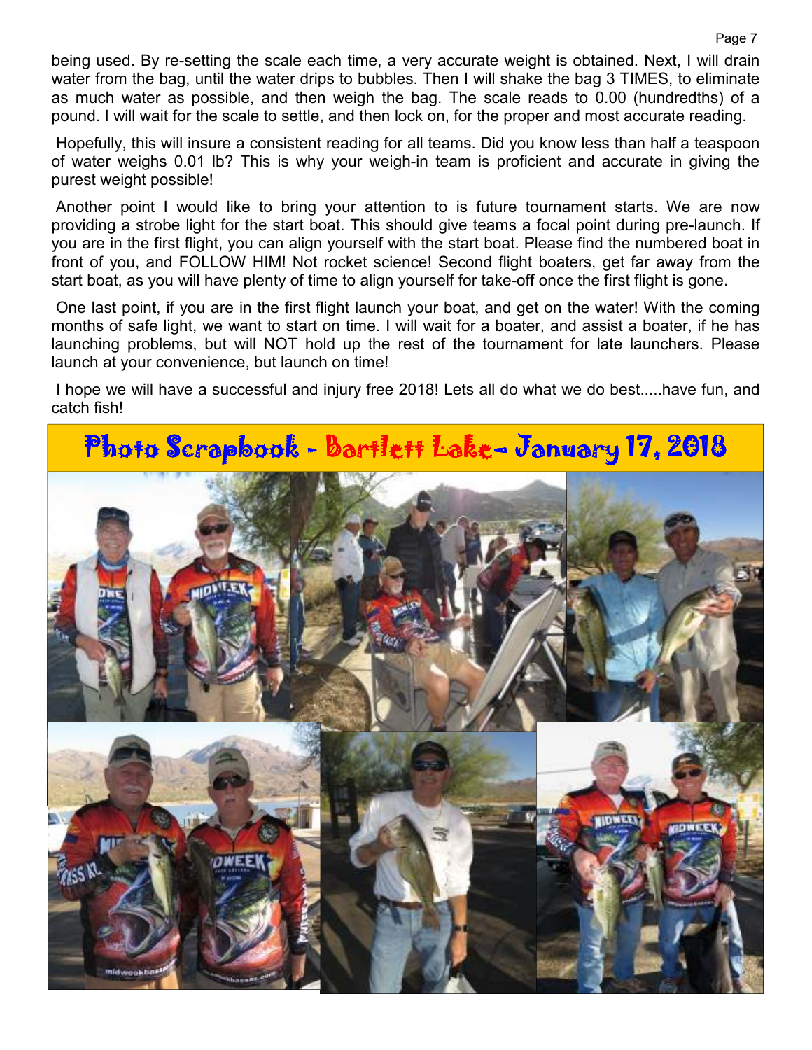being used. By re-setting the scale each time, a very accurate weight is obtained. Next, I will drain water from the bag, until the water drips to bubbles. Then I will shake the bag 3 TIMES, to eliminate as much water as possible, and then weigh the bag. The scale reads to 0.00 (hundredths) of a pound. I will wait for the scale to settle, and then lock on, for the proper and most accurate reading.

Hopefully, this will insure a consistent reading for all teams. Did you know less than half a teaspoon of water weighs 0.01 lb? This is why your weigh-in team is proficient and accurate in giving the purest weight possible!

Another point I would like to bring your attention to is future tournament starts. We are now providing a strobe light for the start boat. This should give teams a focal point during pre-launch. If you are in the first flight, you can align yourself with the start boat. Please find the numbered boat in front of you, and FOLLOW HIM! Not rocket science! Second flight boaters, get far away from the start boat, as you will have plenty of time to align yourself for take-off once the first flight is gone.

One last point, if you are in the first flight launch your boat, and get on the water! With the coming months of safe light, we want to start on time. I will wait for a boater, and assist a boater, if he has launching problems, but will NOT hold up the rest of the tournament for late launchers. Please launch at your convenience, but launch on time!

I hope we will have a successful and injury free 2018! Lets all do what we do best.....have fun, and catch fish!

## Photo Scrapbook - Bartlett Lake- January 17, 2018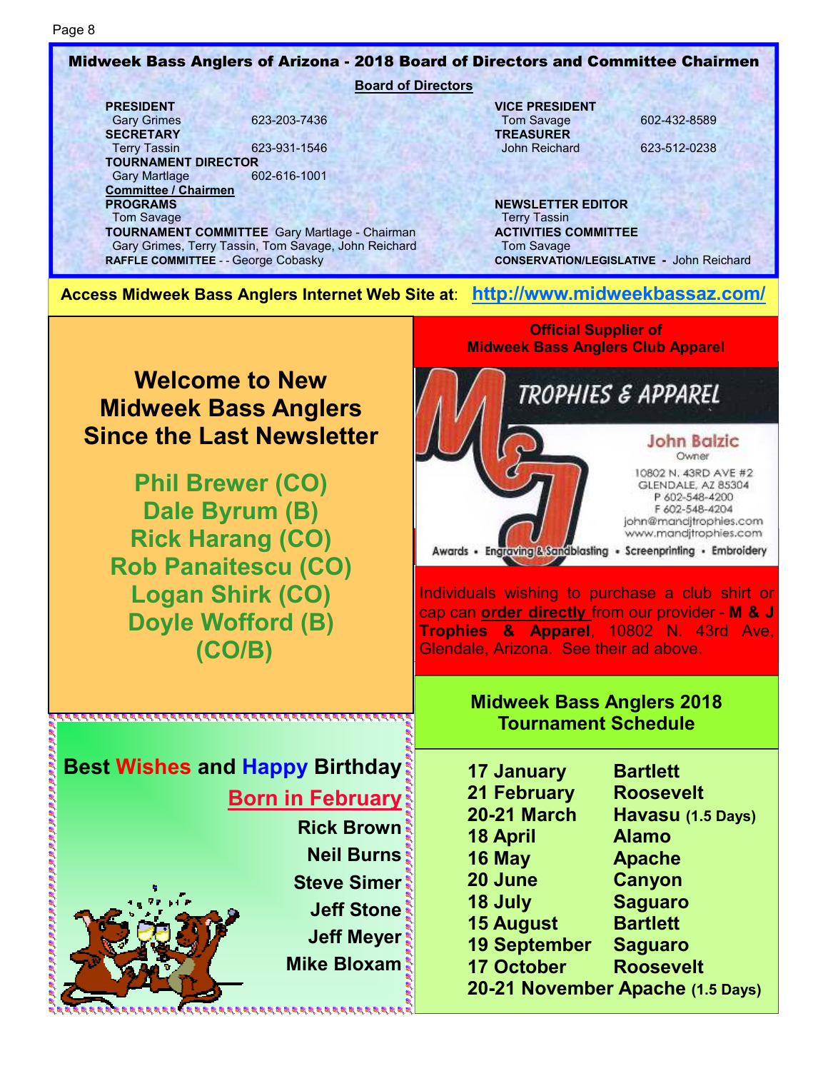## Midweek Bass Anglers of Arizona - 2018 Board of Directors and Committee Chairmen

**Board of Directors**

**PRESIDENT**
Gary Grimes 623-203-7436

**VICE PRESIDENT**
Tom Savage 602-432-8589

**SECRETARY**
Terry Tassin 623-931-1546

**TREASURER**
John Reichard 623-512-0238

**TOURNAMENT DIRECTOR**
Gary Martlage 602-616-1001

**Committee / Chairmen**

**PROGRAMS**
Tom Savage

**NEWSLETTER EDITOR**
Terry Tassin

**TOURNAMENT COMMITTEE** Gary Martlage - Chairman
Gary Grimes, Terry Tassin, Tom Savage, John Reichard

**ACTIVITIES COMMITTEE**
Tom Savage

**RAFFLE COMMITTEE** - - George Cobasky

**CONSERVATION/LEGISLATIVE** - John Reichard

**Access Midweek Bass Anglers Internet Web Site at**: http://www.midweekbassaz.com/

## Welcome to New Midweek Bass Anglers Since the Last Newsletter

**Phil Brewer (CO)**
**Dale Byrum (B)**
**Rick Harang (CO)**
**Rob Panaitescu (CO)**
**Logan Shirk (CO)**
**Doyle Wofford (B) (CO/B)**

**Official Supplier of Midweek Bass Anglers Club Apparel**

M&J TROPHIES & APPAREL
John Balzic
Owner
10802 N. 43RD AVE #2
GLENDALE, AZ 85304
P 602-548-4200
F 602-548-4204
john@mandjtrophies.com
www.mandjtrophies.com
Awards • Engraving & Sandblasting • Screenprinting • Embroidery

Individuals wishing to purchase a club shirt or cap can **order directly** from our provider - **M & J Trophies & Apparel**, 10802 N. 43rd Ave, Glendale, Arizona. See their ad above.

## Best Wishes and Happy Birthday

**Born in February**

Rick Brown
Neil Burns
Steve Simer
Jeff Stone
Jeff Meyer
Mike Bloxam

## Midweek Bass Anglers 2018 Tournament Schedule

| | |
|---|---|
| 17 January | Bartlett |
| 21 February | Roosevelt |
| 20-21 March | Havasu (1.5 Days) |
| 18 April | Alamo |
| 16 May | Apache |
| 20 June | Canyon |
| 18 July | Saguaro |
| 15 August | Bartlett |
| 19 September | Saguaro |
| 17 October | Roosevelt |
| 20-21 November | Apache (1.5 Days) |